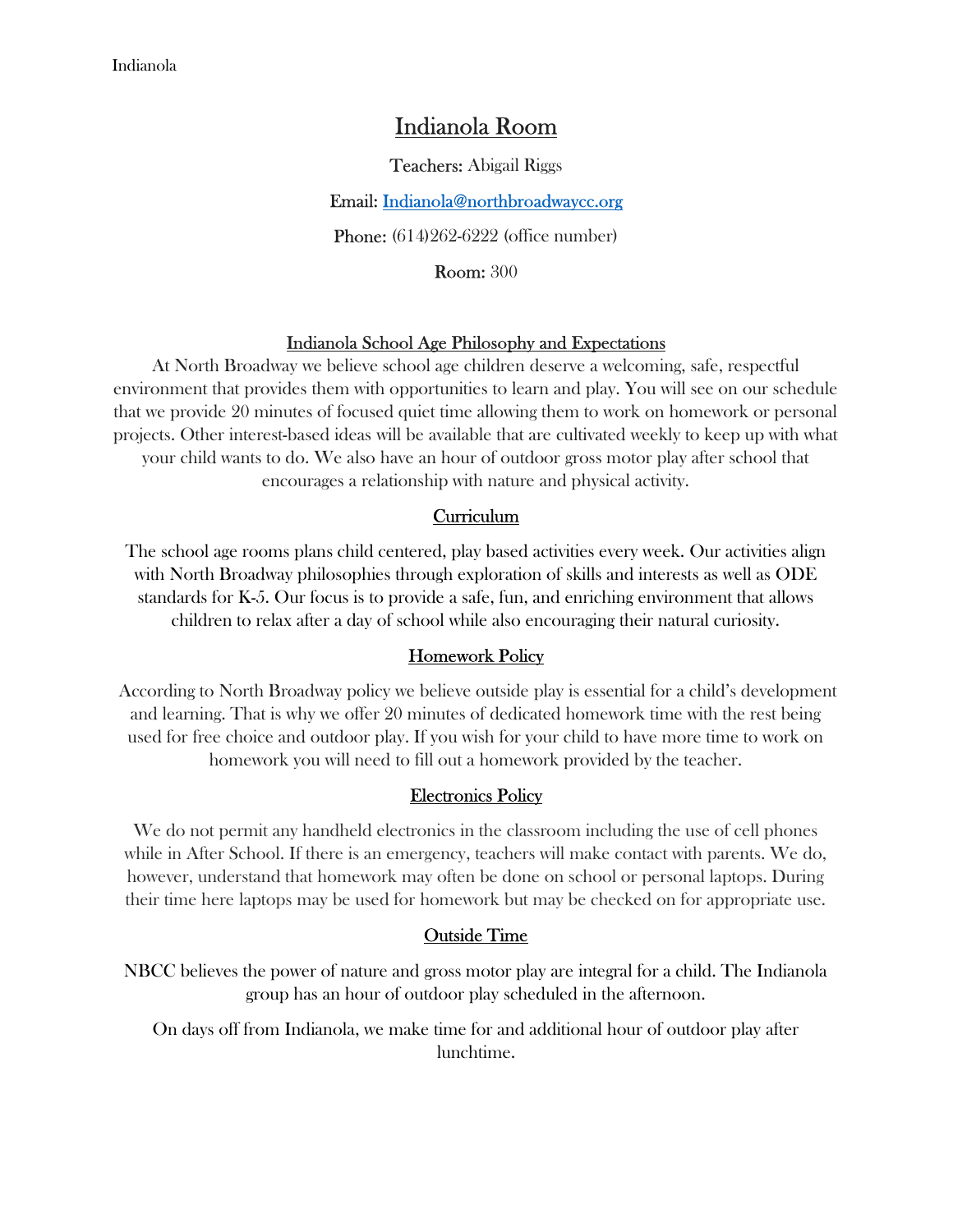# Indianola Room

**Teachers:** Abigail Riggs

**Email:** [Indianola@northbroadwaycc.org](mailto:Indianola@northbroadwaycc.org)

**Phone:** (614)262-6222 (office number)

**Room:** 300

## Indianola School Age Philosophy and Expectations

At North Broadway we believe school age children deserve a welcoming, safe, respectful environment that provides them with opportunities to learn and play. You will see on our schedule that we provide 20 minutes of focused quiet time allowing them to work on homework or personal projects. Other interest-based ideas will be available that are cultivated weekly to keep up with what your child wants to do. We also have an hour of outdoor gross motor play after school that encourages a relationship with nature and physical activity.

## Curriculum

The school age rooms plans child centered, play based activities every week. Our activities align with North Broadway philosophies through exploration of skills and interests as well as ODE standards for K-5. Our focus is to provide a safe, fun, and enriching environment that allows children to relax after a day of school while also encouraging their natural curiosity.

## Homework Policy

According to North Broadway policy we believe outside play is essential for a child's development and learning. That is why we offer 20 minutes of dedicated homework time with the rest being used for free choice and outdoor play. If you wish for your child to have more time to work on homework you will need to fill out a homework provided by the teacher.

## Electronics Policy

We do not permit any handheld electronics in the classroom including the use of cell phones while in After School. If there is an emergency, teachers will make contact with parents. We do, however, understand that homework may often be done on school or personal laptops. During their time here laptops may be used for homework but may be checked on for appropriate use.

## Outside Time

NBCC believes the power of nature and gross motor play are integral for a child. The Indianola group has an hour of outdoor play scheduled in the afternoon.

On days off from Indianola, we make time for and additional hour of outdoor play after lunchtime.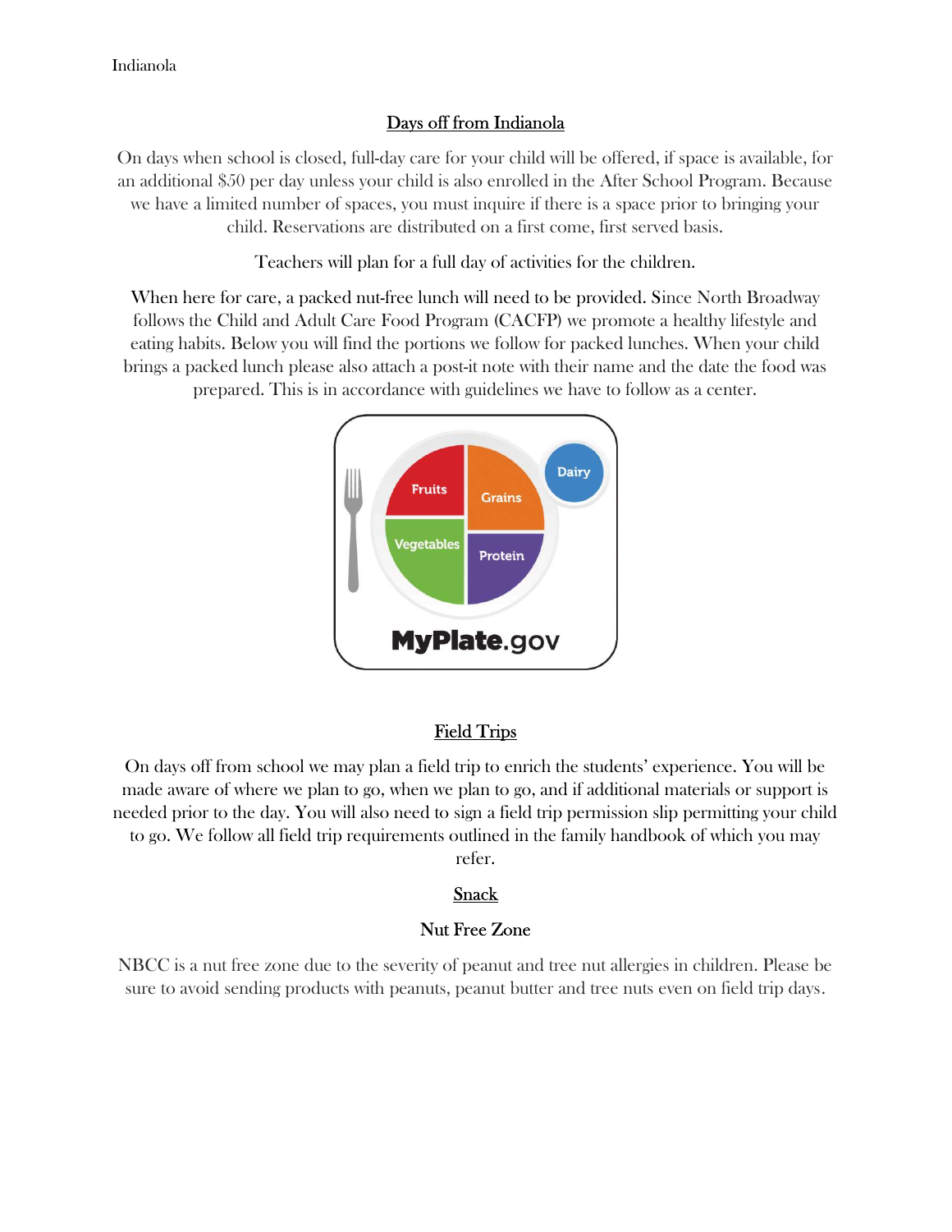## Days off from Indianola

On days when school is closed, full-day care for your child will be offered, if space is available, for an additional $50 per day unless your child is also enrolled in the After School Program. Because we have a limited number of spaces, you must inquire if there is a space prior to bringing your child. Reservations are distributed on a first come, first served basis.

Teachers will plan for a full day of activities for the children.

When here for care, a packed nut-free lunch will need to be provided. Since North Broadway follows the Child and Adult Care Food Program (CACFP) we promote a healthy lifestyle and eating habits. Below you will find the portions we follow for packed lunches. When your child brings a packed lunch please also attach a post-it note with their name and the date the food was prepared. This is in accordance with guidelines we have to follow as a center.

## Field Trips

On days off from school we may plan a field trip to enrich the students' experience. You will be made aware of where we plan to go, when we plan to go, and if additional materials or support is needed prior to the day. You will also need to sign a field trip permission slip permitting your child to go. We follow all field trip requirements outlined in the family handbook of which you may refer.

## Snack

### Nut Free Zone

NBCC is a nut free zone due to the severity of peanut and tree nut allergies in children. Please be sure to avoid sending products with peanuts, peanut butter and tree nuts even on field trip days.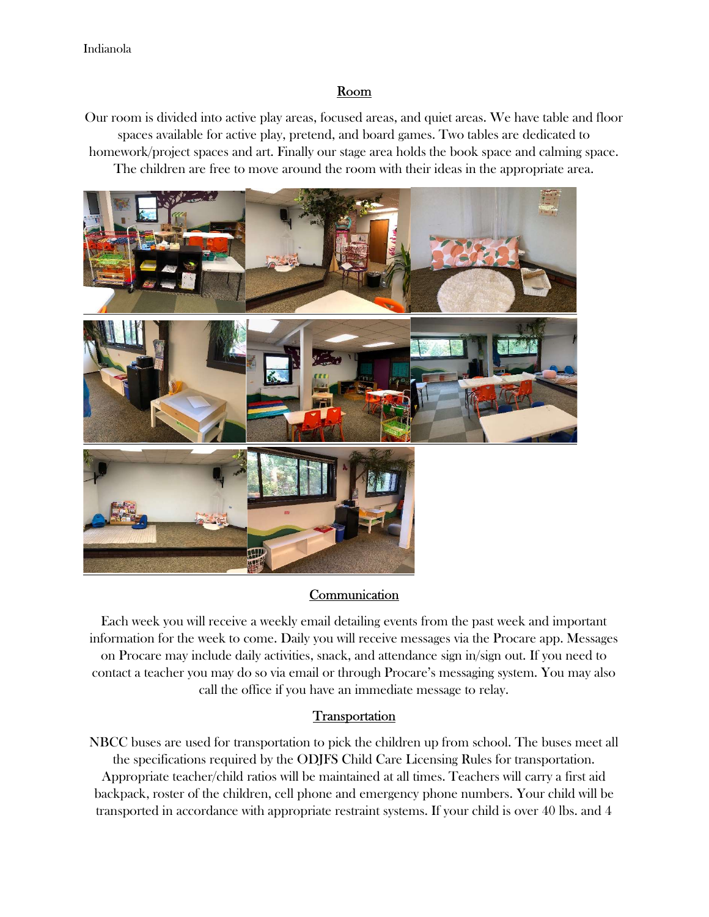Indianola

## Room

Our room is divided into active play areas, focused areas, and quiet areas. We have table and floor spaces available for active play, pretend, and board games. Two tables are dedicated to homework/project spaces and art. Finally our stage area holds the book space and calming space. The children are free to move around the room with their ideas in the appropriate area.

## Communication

Each week you will receive a weekly email detailing events from the past week and important information for the week to come. Daily you will receive messages via the Procare app. Messages on Procare may include daily activities, snack, and attendance sign in/sign out. If you need to contact a teacher you may do so via email or through Procare's messaging system. You may also call the office if you have an immediate message to relay.

## Transportation

NBCC buses are used for transportation to pick the children up from school. The buses meet all the specifications required by the ODJFS Child Care Licensing Rules for transportation. Appropriate teacher/child ratios will be maintained at all times. Teachers will carry a first aid backpack, roster of the children, cell phone and emergency phone numbers. Your child will be transported in accordance with appropriate restraint systems. If your child is over 40 lbs. and 4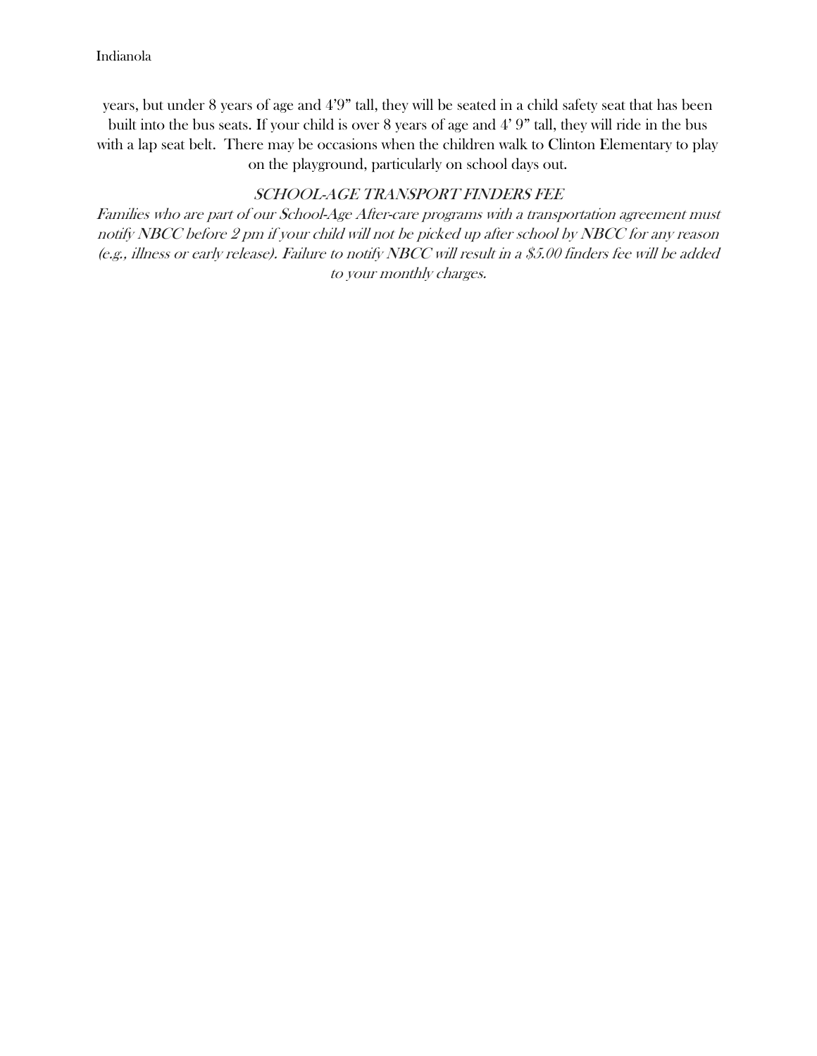years, but under 8 years of age and 4'9" tall, they will be seated in a child safety seat that has been built into the bus seats. If your child is over 8 years of age and 4' 9" tall, they will ride in the bus with a lap seat belt. There may be occasions when the children walk to Clinton Elementary to play on the playground, particularly on school days out.

### *SCHOOL-AGE TRANSPORT FINDERS FEE*

*Families who are part of our School-Age After-care programs with a transportation agreement must notify NBCC before 2 pm if your child will not be picked up after school by NBCC for any reason (e.g., illness or early release). Failure to notify NBCC will result in a $5.00 finders fee will be added to your monthly charges.*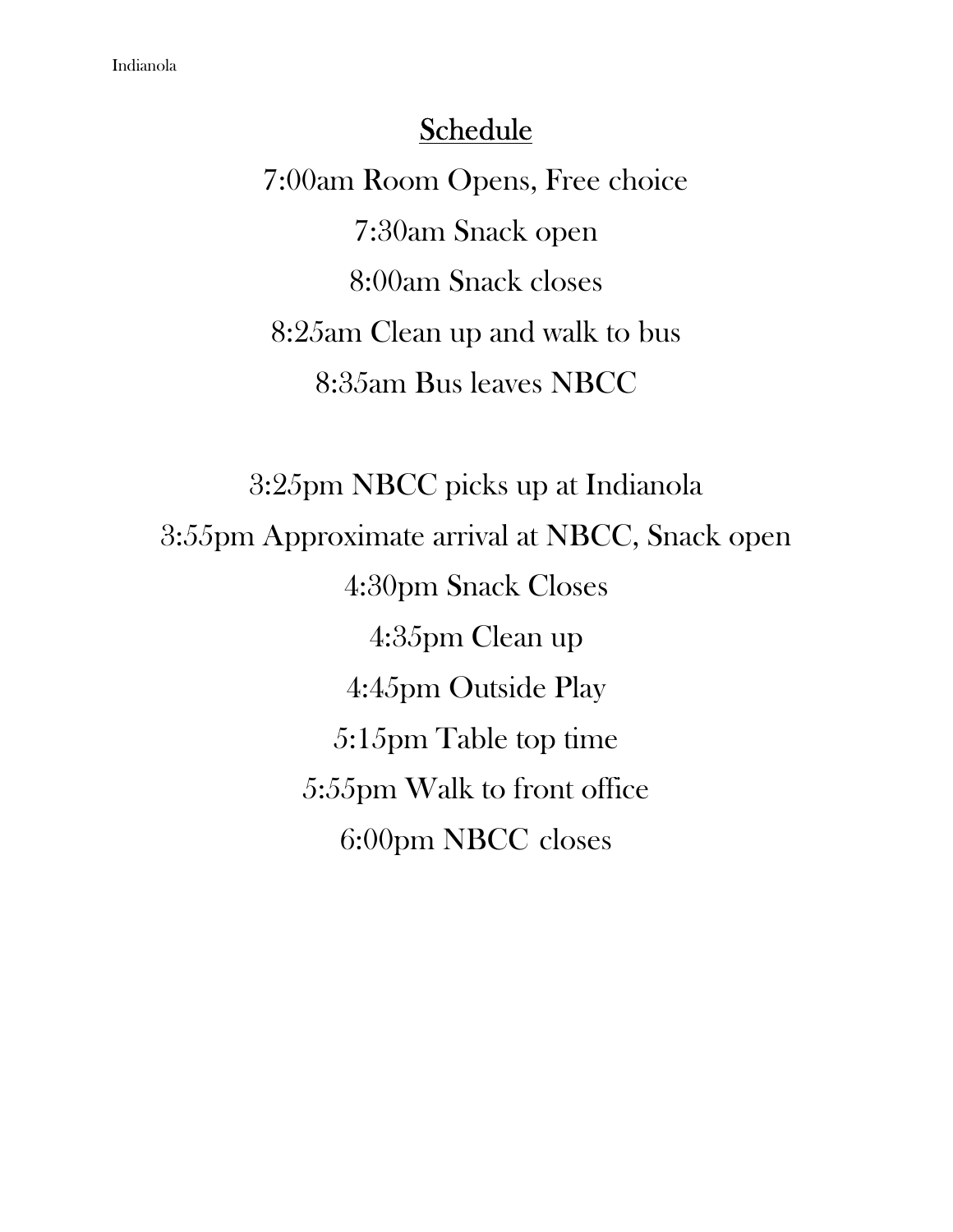Indianola

# Schedule

7:00am Room Opens, Free choice

7:30am Snack open

8:00am Snack closes

8:25am Clean up and walk to bus

8:35am Bus leaves NBCC

3:25pm NBCC picks up at Indianola

3:55pm Approximate arrival at NBCC, Snack open

4:30pm Snack Closes

4:35pm Clean up

4:45pm Outside Play

5:15pm Table top time

5:55pm Walk to front office

6:00pm NBCC closes